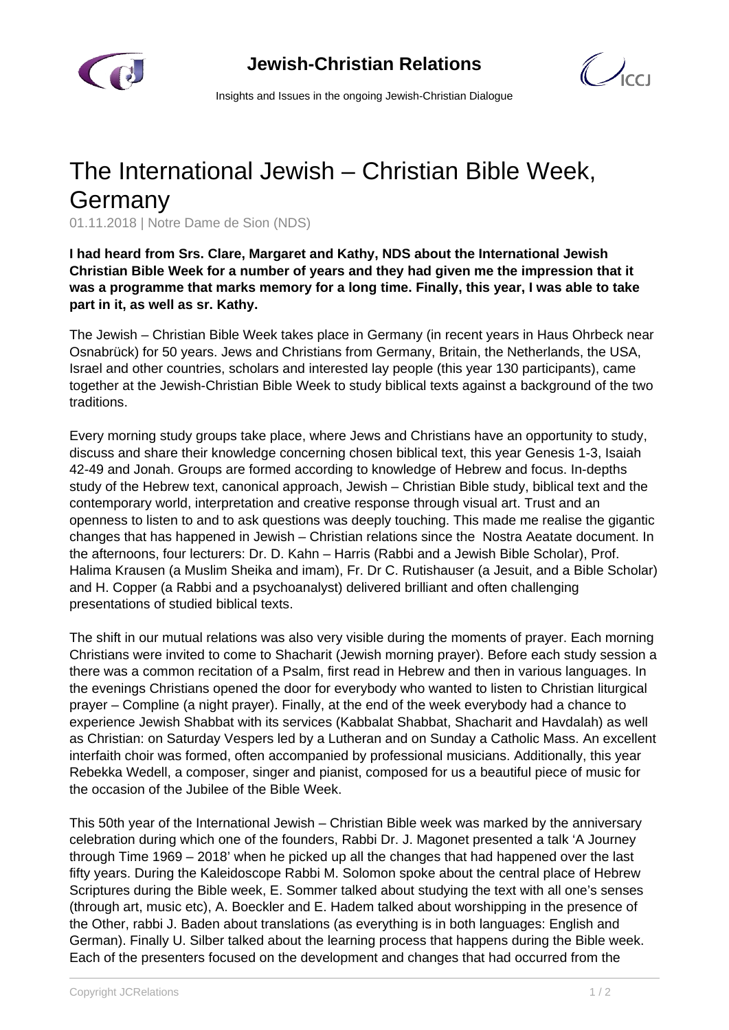# The International Jewish – Christian Bible Week, Germany

01.11.2018 | Notre Dame de Sion (NDS)

**I had heard from Srs. Clare, Margaret and Kathy, NDS about the International Jewish Christian Bible Week for a number of years and they had given me the impression that it was a programme that marks memory for a long time. Finally, this year, I was able to take part in it, as well as sr. Kathy.**

The Jewish – Christian Bible Week takes place in Germany (in recent years in Haus Ohrbeck near Osnabrück) for 50 years. Jews and Christians from Germany, Britain, the Netherlands, the USA, Israel and other countries, scholars and interested lay people (this year 130 participants), came together at the Jewish-Christian Bible Week to study biblical texts against a background of the two traditions.

Every morning study groups take place, where Jews and Christians have an opportunity to study, discuss and share their knowledge concerning chosen biblical text, this year Genesis 1-3, Isaiah 42-49 and Jonah. Groups are formed according to knowledge of Hebrew and focus. In-depths study of the Hebrew text, canonical approach, Jewish – Christian Bible study, biblical text and the contemporary world, interpretation and creative response through visual art. Trust and an openness to listen to and to ask questions was deeply touching. This made me realise the gigantic changes that has happened in Jewish – Christian relations since the Nostra Aeatate document. In the afternoons, four lecturers: Dr. D. Kahn – Harris (Rabbi and a Jewish Bible Scholar), Prof. Halima Krausen (a Muslim Sheika and imam), Fr. Dr C. Rutishauser (a Jesuit, and a Bible Scholar) and H. Copper (a Rabbi and a psychoanalyst) delivered brilliant and often challenging presentations of studied biblical texts.

The shift in our mutual relations was also very visible during the moments of prayer. Each morning Christians were invited to come to Shacharit (Jewish morning prayer). Before each study session a there was a common recitation of a Psalm, first read in Hebrew and then in various languages. In the evenings Christians opened the door for everybody who wanted to listen to Christian liturgical prayer – Compline (a night prayer). Finally, at the end of the week everybody had a chance to experience Jewish Shabbat with its services (Kabbalat Shabbat, Shacharit and Havdalah) as well as Christian: on Saturday Vespers led by a Lutheran and on Sunday a Catholic Mass. An excellent interfaith choir was formed, often accompanied by professional musicians. Additionally, this year Rebekka Wedell, a composer, singer and pianist, composed for us a beautiful piece of music for the occasion of the Jubilee of the Bible Week.

This 50th year of the International Jewish – Christian Bible week was marked by the anniversary celebration during which one of the founders, Rabbi Dr. J. Magonet presented a talk 'A Journey through Time 1969 – 2018' when he picked up all the changes that had happened over the last fifty years. During the Kaleidoscope Rabbi M. Solomon spoke about the central place of Hebrew Scriptures during the Bible week, E. Sommer talked about studying the text with all one's senses (through art, music etc), A. Boeckler and E. Hadem talked about worshipping in the presence of the Other, rabbi J. Baden about translations (as everything is in both languages: English and German). Finally U. Silber talked about the learning process that happens during the Bible week. Each of the presenters focused on the development and changes that had occurred from the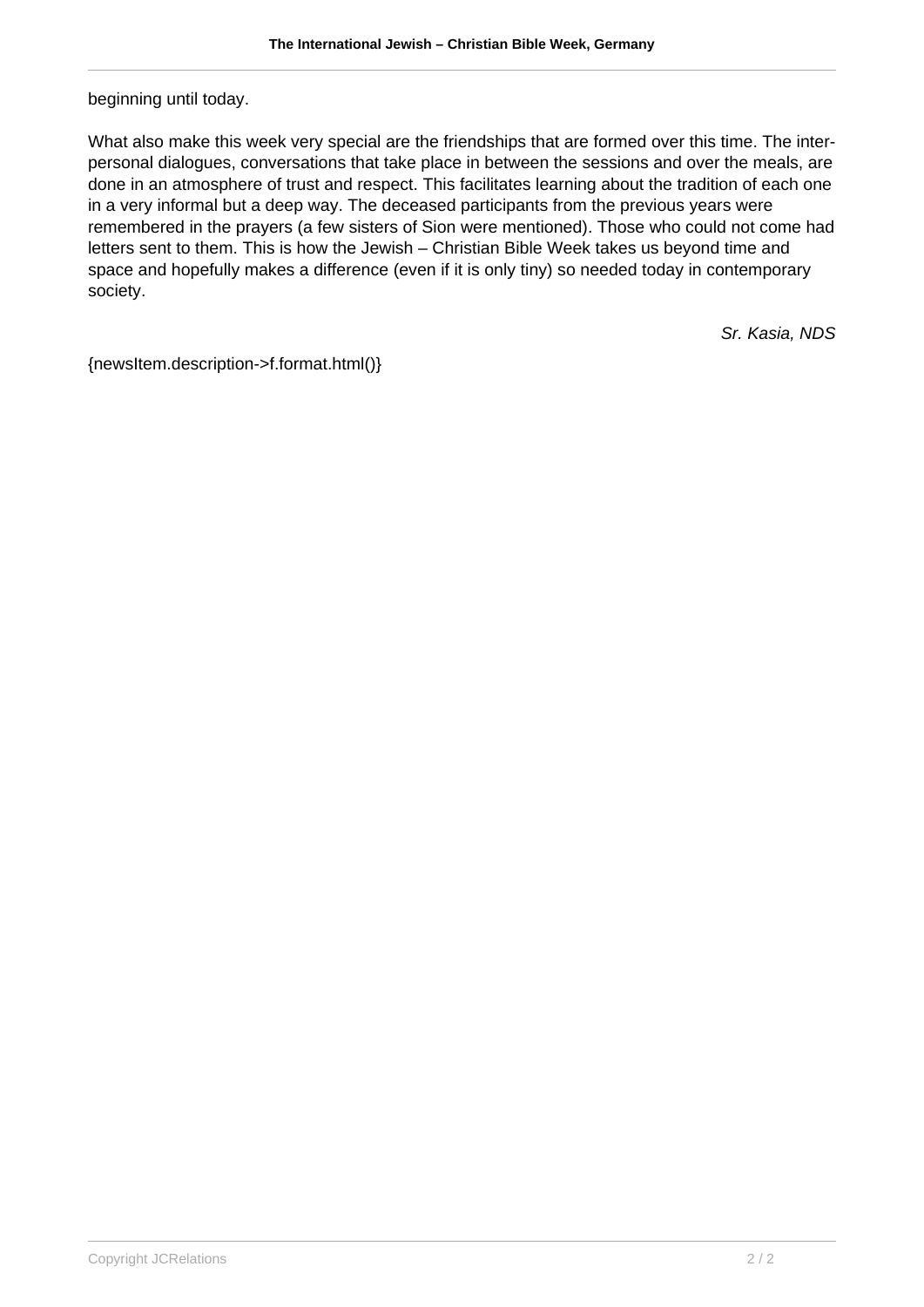beginning until today.

What also make this week very special are the friendships that are formed over this time. The inter-personal dialogues, conversations that take place in between the sessions and over the meals, are done in an atmosphere of trust and respect. This facilitates learning about the tradition of each one in a very informal but a deep way. The deceased participants from the previous years were remembered in the prayers (a few sisters of Sion were mentioned). Those who could not come had letters sent to them. This is how the Jewish – Christian Bible Week takes us beyond time and space and hopefully makes a difference (even if it is only tiny) so needed today in contemporary society.

*Sr. Kasia, NDS*

{newsItem.description->f.format.html()}